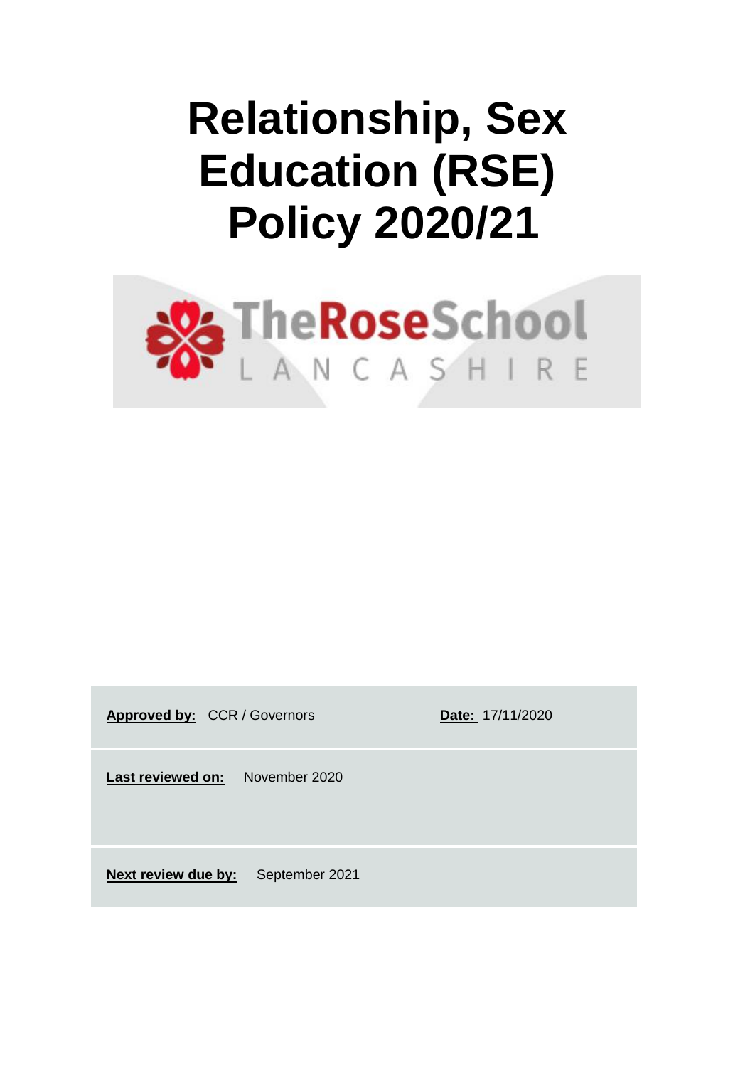# Relationship, Sex Education (RSE) Policy 2020/21

| | |
|---|---|
| **Approved by:** CCR / Governors | **Date:** 17/11/2020 |
| **Last reviewed on:** November 2020 | |
| **Next review due by:** September 2021 | |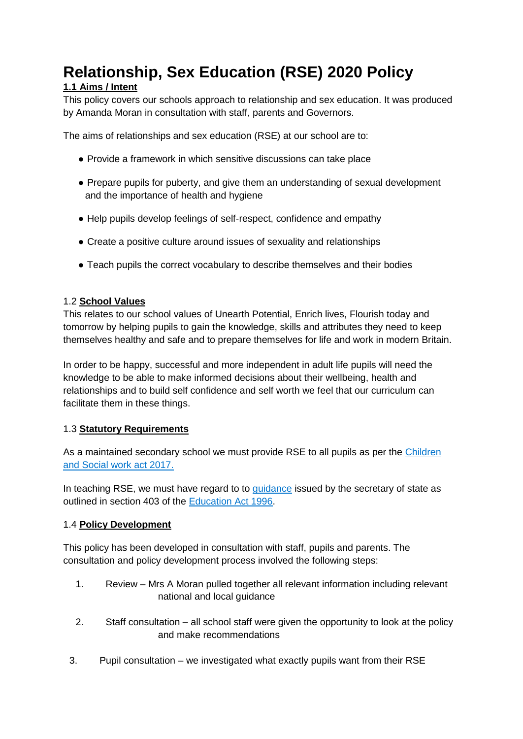# Relationship, Sex Education (RSE) 2020 Policy

**1.1 Aims / Intent**

This policy covers our schools approach to relationship and sex education. It was produced by Amanda Moran in consultation with staff, parents and Governors.

The aims of relationships and sex education (RSE) at our school are to:

- Provide a framework in which sensitive discussions can take place
- Prepare pupils for puberty, and give them an understanding of sexual development and the importance of health and hygiene
- Help pupils develop feelings of self-respect, confidence and empathy
- Create a positive culture around issues of sexuality and relationships
- Teach pupils the correct vocabulary to describe themselves and their bodies

1.2 **School Values**

This relates to our school values of Unearth Potential, Enrich lives, Flourish today and tomorrow by helping pupils to gain the knowledge, skills and attributes they need to keep themselves healthy and safe and to prepare themselves for life and work in modern Britain.

In order to be happy, successful and more independent in adult life pupils will need the knowledge to be able to make informed decisions about their wellbeing, health and relationships and to build self confidence and self worth we feel that our curriculum can facilitate them in these things.

1.3 **Statutory Requirements**

As a maintained secondary school we must provide RSE to all pupils as per the Children and Social work act 2017.

In teaching RSE, we must have regard to to guidance issued by the secretary of state as outlined in section 403 of the Education Act 1996.

1.4 **Policy Development**

This policy has been developed in consultation with staff, pupils and parents. The consultation and policy development process involved the following steps:

1. Review – Mrs A Moran pulled together all relevant information including relevant national and local guidance
2. Staff consultation – all school staff were given the opportunity to look at the policy and make recommendations
3. Pupil consultation – we investigated what exactly pupils want from their RSE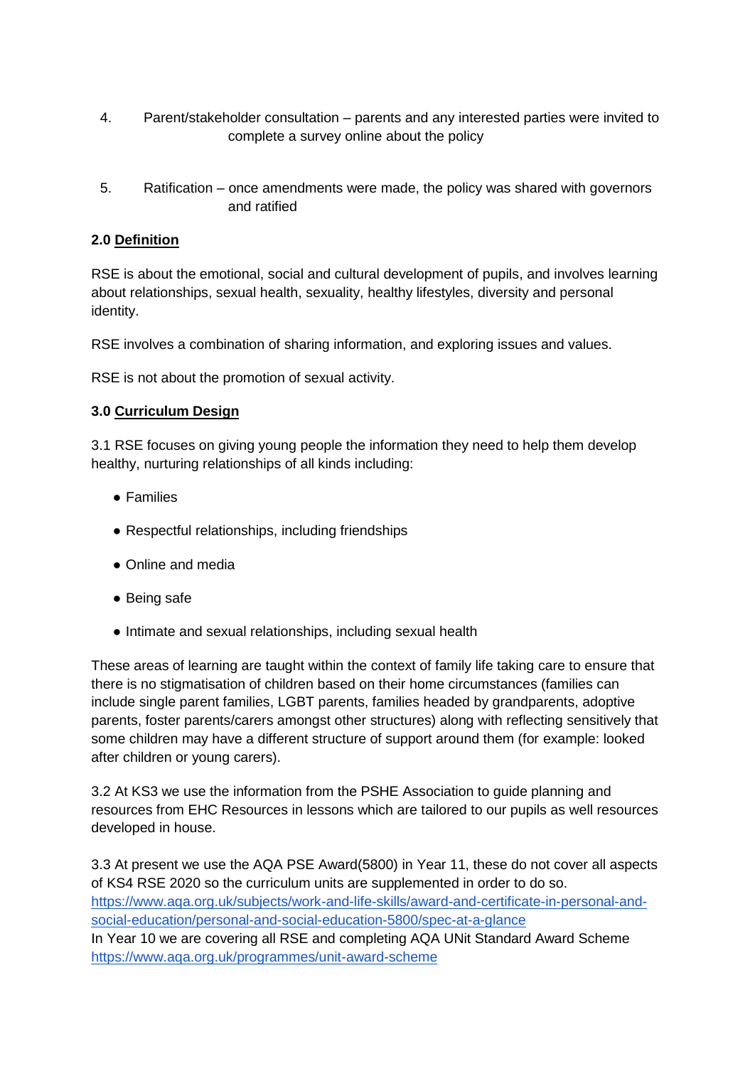4. Parent/stakeholder consultation – parents and any interested parties were invited to complete a survey online about the policy

5. Ratification – once amendments were made, the policy was shared with governors and ratified

**2.0 Definition**

RSE is about the emotional, social and cultural development of pupils, and involves learning about relationships, sexual health, sexuality, healthy lifestyles, diversity and personal identity.

RSE involves a combination of sharing information, and exploring issues and values.

RSE is not about the promotion of sexual activity.

**3.0 Curriculum Design**

3.1 RSE focuses on giving young people the information they need to help them develop healthy, nurturing relationships of all kinds including:

- Families
- Respectful relationships, including friendships
- Online and media
- Being safe
- Intimate and sexual relationships, including sexual health

These areas of learning are taught within the context of family life taking care to ensure that there is no stigmatisation of children based on their home circumstances (families can include single parent families, LGBT parents, families headed by grandparents, adoptive parents, foster parents/carers amongst other structures) along with reflecting sensitively that some children may have a different structure of support around them (for example: looked after children or young carers).

3.2 At KS3 we use the information from the PSHE Association to guide planning and resources from EHC Resources in lessons which are tailored to our pupils as well resources developed in house.

3.3 At present we use the AQA PSE Award(5800) in Year 11, these do not cover all aspects of KS4 RSE 2020 so the curriculum units are supplemented in order to do so.
https://www.aqa.org.uk/subjects/work-and-life-skills/award-and-certificate-in-personal-and-social-education/personal-and-social-education-5800/spec-at-a-glance
In Year 10 we are covering all RSE and completing AQA UNit Standard Award Scheme
https://www.aqa.org.uk/programmes/unit-award-scheme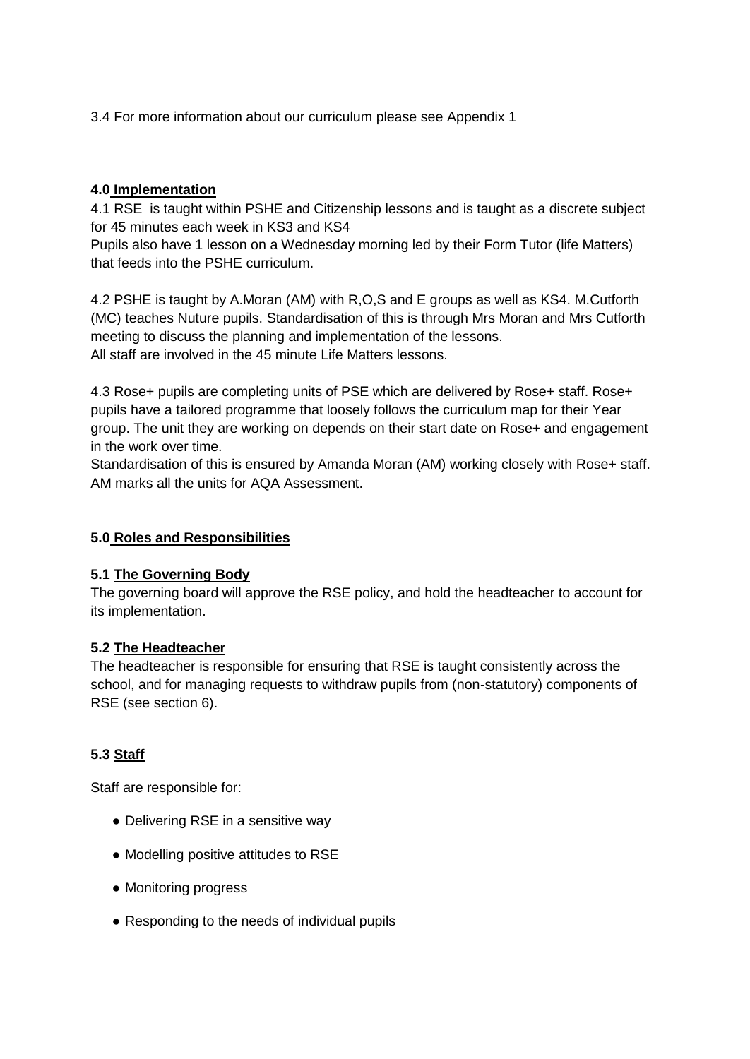3.4 For more information about our curriculum please see Appendix 1

## 4.0 Implementation

4.1 RSE is taught within PSHE and Citizenship lessons and is taught as a discrete subject for 45 minutes each week in KS3 and KS4

Pupils also have 1 lesson on a Wednesday morning led by their Form Tutor (life Matters) that feeds into the PSHE curriculum.

4.2 PSHE is taught by A.Moran (AM) with R,O,S and E groups as well as KS4. M.Cutforth (MC) teaches Nuture pupils. Standardisation of this is through Mrs Moran and Mrs Cutforth meeting to discuss the planning and implementation of the lessons.

All staff are involved in the 45 minute Life Matters lessons.

4.3 Rose+ pupils are completing units of PSE which are delivered by Rose+ staff. Rose+ pupils have a tailored programme that loosely follows the curriculum map for their Year group. The unit they are working on depends on their start date on Rose+ and engagement in the work over time.

Standardisation of this is ensured by Amanda Moran (AM) working closely with Rose+ staff. AM marks all the units for AQA Assessment.

## 5.0 Roles and Responsibilities

### 5.1 The Governing Body

The governing board will approve the RSE policy, and hold the headteacher to account for its implementation.

### 5.2 The Headteacher

The headteacher is responsible for ensuring that RSE is taught consistently across the school, and for managing requests to withdraw pupils from (non-statutory) components of RSE (see section 6).

### 5.3 Staff

Staff are responsible for:

- Delivering RSE in a sensitive way
- Modelling positive attitudes to RSE
- Monitoring progress
- Responding to the needs of individual pupils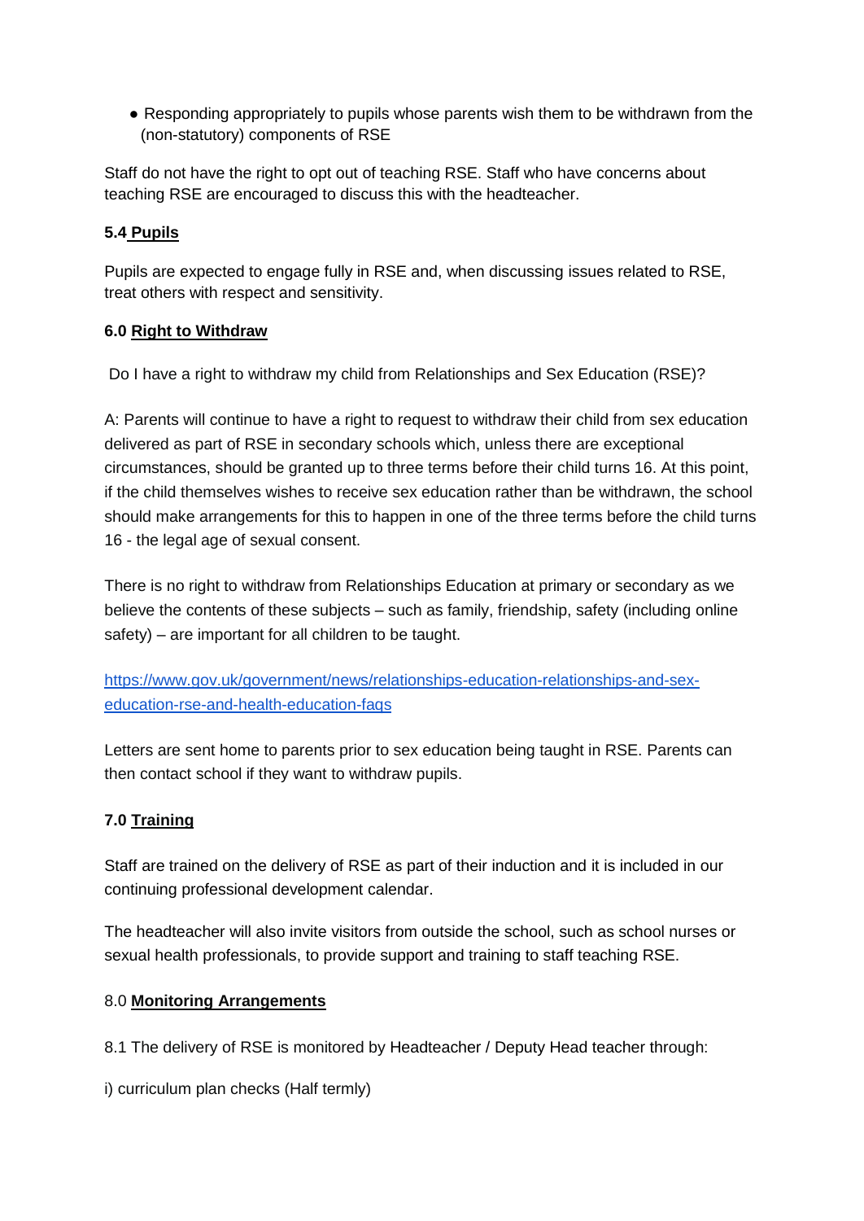- Responding appropriately to pupils whose parents wish them to be withdrawn from the (non-statutory) components of RSE

Staff do not have the right to opt out of teaching RSE. Staff who have concerns about teaching RSE are encouraged to discuss this with the headteacher.

### 5.4 Pupils

Pupils are expected to engage fully in RSE and, when discussing issues related to RSE, treat others with respect and sensitivity.

## 6.0 Right to Withdraw

Do I have a right to withdraw my child from Relationships and Sex Education (RSE)?

A: Parents will continue to have a right to request to withdraw their child from sex education delivered as part of RSE in secondary schools which, unless there are exceptional circumstances, should be granted up to three terms before their child turns 16. At this point, if the child themselves wishes to receive sex education rather than be withdrawn, the school should make arrangements for this to happen in one of the three terms before the child turns 16 - the legal age of sexual consent.

There is no right to withdraw from Relationships Education at primary or secondary as we believe the contents of these subjects – such as family, friendship, safety (including online safety) – are important for all children to be taught.

[https://www.gov.uk/government/news/relationships-education-relationships-and-sex-education-rse-and-health-education-faqs](https://www.gov.uk/government/news/relationships-education-relationships-and-sex-education-rse-and-health-education-faqs)

Letters are sent home to parents prior to sex education being taught in RSE. Parents can then contact school if they want to withdraw pupils.

## 7.0 Training

Staff are trained on the delivery of RSE as part of their induction and it is included in our continuing professional development calendar.

The headteacher will also invite visitors from outside the school, such as school nurses or sexual health professionals, to provide support and training to staff teaching RSE.

## 8.0 Monitoring Arrangements

8.1 The delivery of RSE is monitored by Headteacher / Deputy Head teacher through:

i) curriculum plan checks (Half termly)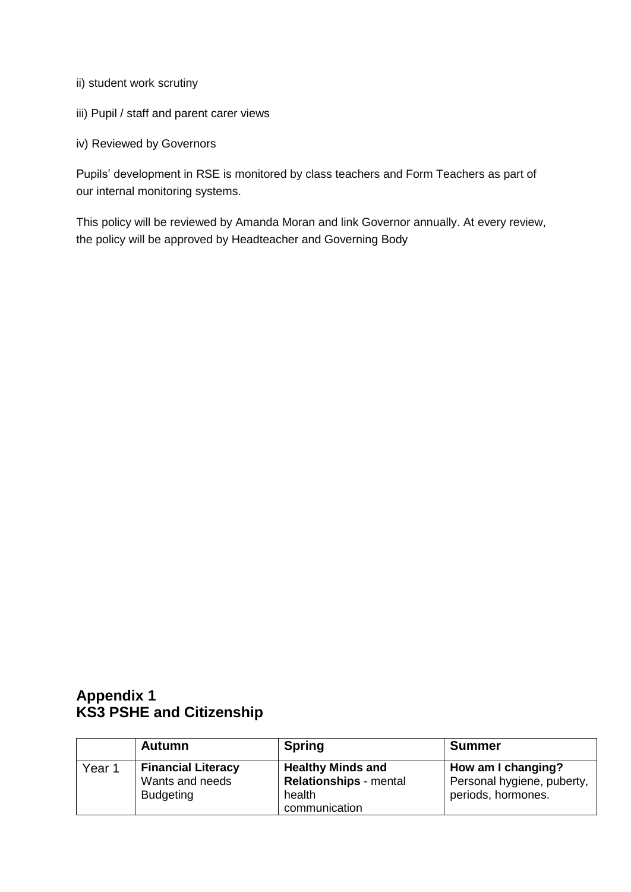ii) student work scrutiny

iii) Pupil / staff and parent carer views

iv) Reviewed by Governors

Pupils' development in RSE is monitored by class teachers and Form Teachers as part of our internal monitoring systems.

This policy will be reviewed by Amanda Moran and link Governor annually. At every review, the policy will be approved by Headteacher and Governing Body

## Appendix 1
## KS3 PSHE and Citizenship

| | **Autumn** | **Spring** | **Summer** |
|---|---|---|---|
| Year 1 | **Financial Literacy** Wants and needs Budgeting | **Healthy Minds and Relationships** - mental health communication | **How am I changing?** Personal hygiene, puberty, periods, hormones. |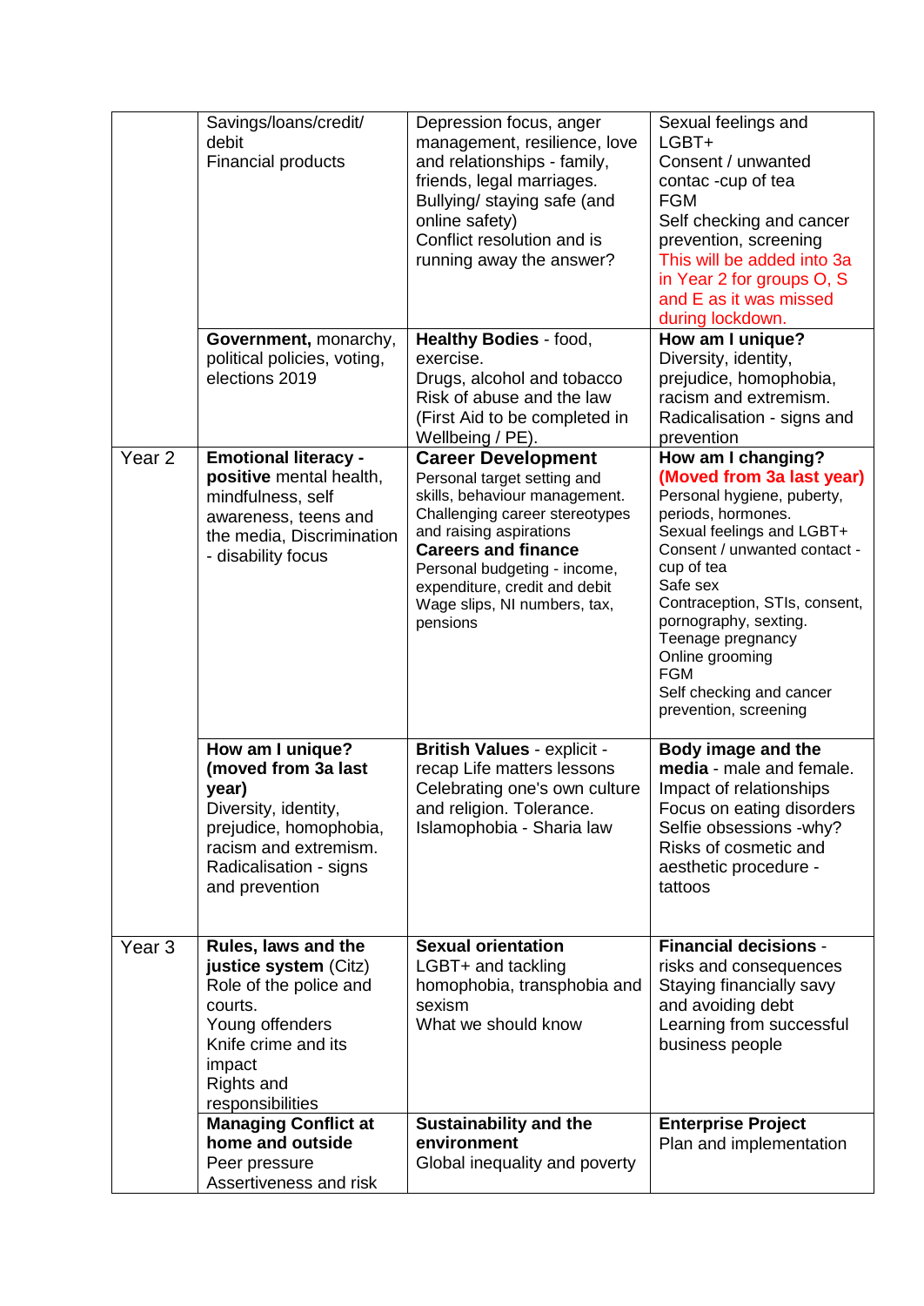| | | | |
|---|---|---|---|
| | Savings/loans/credit/ debit<br>Financial products | Depression focus, anger management, resilience, love and relationships - family, friends, legal marriages.<br>Bullying/ staying safe (and online safety)<br>Conflict resolution and is running away the answer? | Sexual feelings and LGBT+<br>Consent / unwanted contac -cup of tea<br>FGM<br>Self checking and cancer prevention, screening<br>This will be added into 3a in Year 2 for groups O, S and E as it was missed during lockdown. |
| | **Government,** monarchy, political policies, voting, elections 2019 | **Healthy Bodies** - food, exercise.<br>Drugs, alcohol and tobacco<br>Risk of abuse and the law<br>(First Aid to be completed in Wellbeing / PE). | **How am I unique?**<br>Diversity, identity, prejudice, homophobia, racism and extremism.<br>Radicalisation - signs and prevention |
| Year 2 | **Emotional literacy - positive** mental health, mindfulness, self awareness, teens and the media, Discrimination - disability focus | **Career Development**<br>Personal target setting and skills, behaviour management.<br>Challenging career stereotypes and raising aspirations<br>**Careers and finance**<br>Personal budgeting - income, expenditure, credit and debit<br>Wage slips, NI numbers, tax, pensions | **How am I changing?**<br>**(Moved from 3a last year)**<br>Personal hygiene, puberty, periods, hormones.<br>Sexual feelings and LGBT+<br>Consent / unwanted contact - cup of tea<br>Safe sex<br>Contraception, STIs, consent, pornography, sexting.<br>Teenage pregnancy<br>Online grooming<br>FGM<br>Self checking and cancer prevention, screening |
| | **How am I unique? (moved from 3a last year)**<br>Diversity, identity, prejudice, homophobia, racism and extremism.<br>Radicalisation - signs and prevention | **British Values** - explicit - recap Life matters lessons<br>Celebrating one's own culture and religion. Tolerance.<br>Islamophobia - Sharia law | **Body image and the media** - male and female.<br>Impact of relationships<br>Focus on eating disorders<br>Selfie obsessions -why?<br>Risks of cosmetic and aesthetic procedure - tattoos |
| Year 3 | **Rules, laws and the justice system** (Citz)<br>Role of the police and courts.<br>Young offenders<br>Knife crime and its impact<br>Rights and responsibilities | **Sexual orientation**<br>LGBT+ and tackling homophobia, transphobia and sexism<br>What we should know | **Financial decisions** - risks and consequences<br>Staying financially savy and avoiding debt<br>Learning from successful business people |
| | **Managing Conflict at home and outside**<br>Peer pressure<br>Assertiveness and risk | **Sustainability and the environment**<br>Global inequality and poverty | **Enterprise Project**<br>Plan and implementation |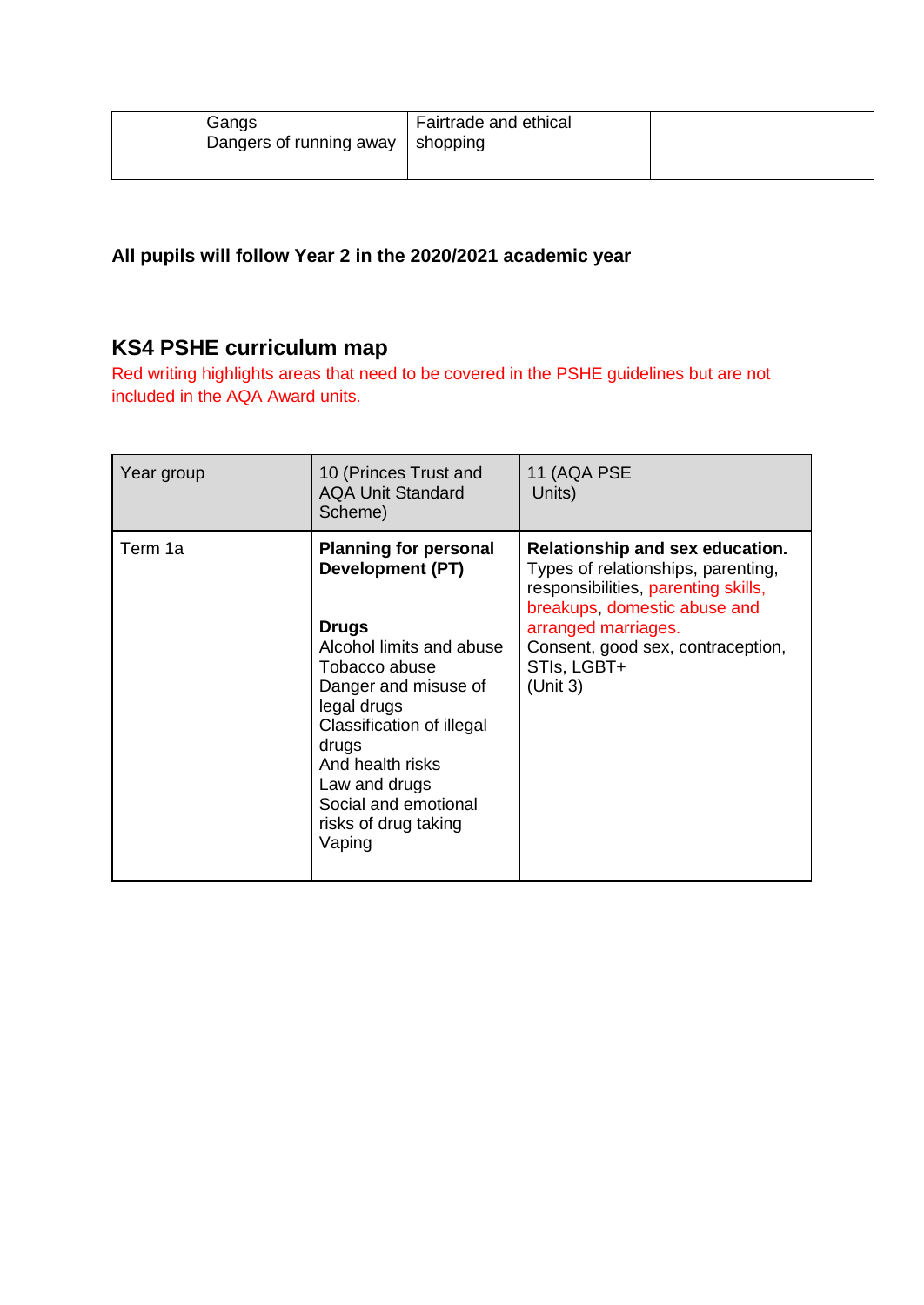| | Gangs<br>Dangers of running away | Fairtrade and ethical shopping | |
|---|---|---|---|

**All pupils will follow Year 2 in the 2020/2021 academic year**

## KS4 PSHE curriculum map

Red writing highlights areas that need to be covered in the PSHE guidelines but are not included in the AQA Award units.

| Year group | 10 (Princes Trust and AQA Unit Standard Scheme) | 11 (AQA PSE Units) |
|---|---|---|
| Term 1a | **Planning for personal Development (PT)**<br><br>**Drugs**<br>Alcohol limits and abuse<br>Tobacco abuse<br>Danger and misuse of legal drugs<br>Classification of illegal drugs<br>And health risks<br>Law and drugs<br>Social and emotional risks of drug taking<br>Vaping | **Relationship and sex education.**<br>Types of relationships, parenting, responsibilities, parenting skills, breakups, domestic abuse and arranged marriages.<br>Consent, good sex, contraception, STIs, LGBT+<br>(Unit 3) |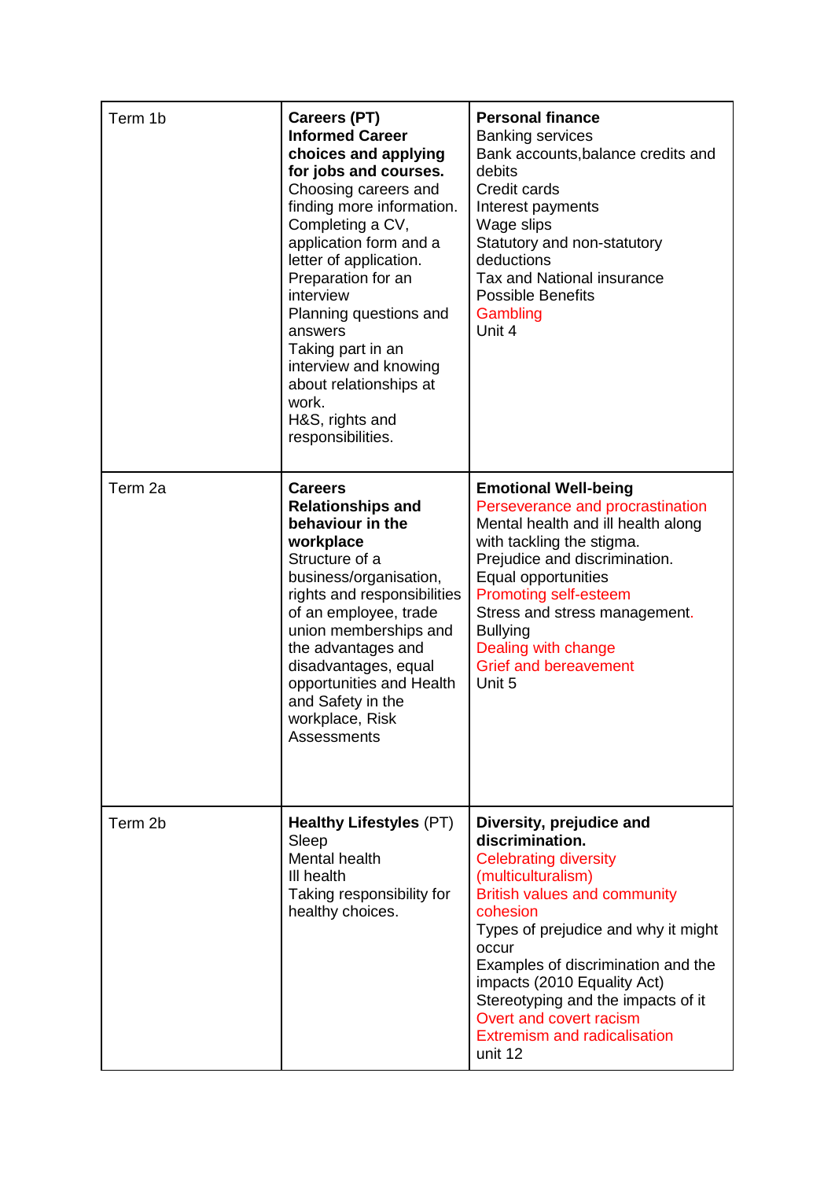| | | |
|---|---|---|
| Term 1b | **Careers (PT)**<br>**Informed Career choices and applying for jobs and courses.**<br>Choosing careers and finding more information.<br>Completing a CV, application form and a letter of application.<br>Preparation for an interview<br>Planning questions and answers<br>Taking part in an interview and knowing about relationships at work.<br>H&S, rights and responsibilities. | **Personal finance**<br>Banking services<br>Bank accounts,balance credits and debits<br>Credit cards<br>Interest payments<br>Wage slips<br>Statutory and non-statutory deductions<br>Tax and National insurance<br>Possible Benefits<br>Gambling<br>Unit 4 |
| Term 2a | **Careers**<br>**Relationships and behaviour in the workplace**<br>Structure of a business/organisation, rights and responsibilities of an employee, trade union memberships and the advantages and disadvantages, equal opportunities and Health and Safety in the workplace, Risk Assessments | **Emotional Well-being**<br>Perseverance and procrastination<br>Mental health and ill health along with tackling the stigma.<br>Prejudice and discrimination.<br>Equal opportunities<br>Promoting self-esteem<br>Stress and stress management.<br>Bullying<br>Dealing with change<br>Grief and bereavement<br>Unit 5 |
| Term 2b | **Healthy Lifestyles** (PT)<br>Sleep<br>Mental health<br>Ill health<br>Taking responsibility for healthy choices. | **Diversity, prejudice and discrimination.**<br>Celebrating diversity (multiculturalism)<br>British values and community cohesion<br>Types of prejudice and why it might occur<br>Examples of discrimination and the impacts (2010 Equality Act)<br>Stereotyping and the impacts of it<br>Overt and covert racism<br>Extremism and radicalisation<br>unit 12 |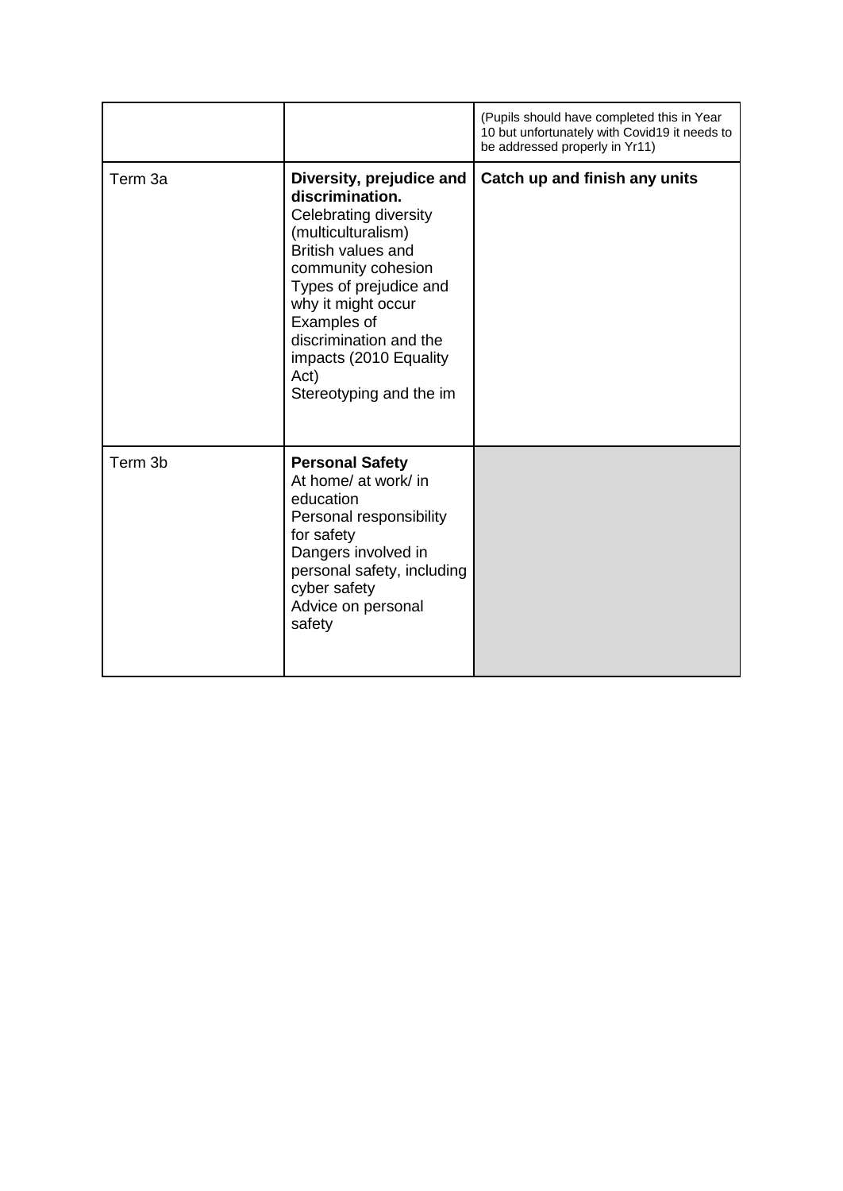| | | |
|---|---|---|
| | | (Pupils should have completed this in Year 10 but unfortunately with Covid19 it needs to be addressed properly in Yr11) |
| Term 3a | **Diversity, prejudice and discrimination.**<br>Celebrating diversity (multiculturalism)<br>British values and community cohesion<br>Types of prejudice and why it might occur<br>Examples of discrimination and the impacts (2010 Equality Act)<br>Stereotyping and the im | **Catch up and finish any units** |
| Term 3b | **Personal Safety**<br>At home/ at work/ in education<br>Personal responsibility for safety<br>Dangers involved in personal safety, including cyber safety<br>Advice on personal safety | |